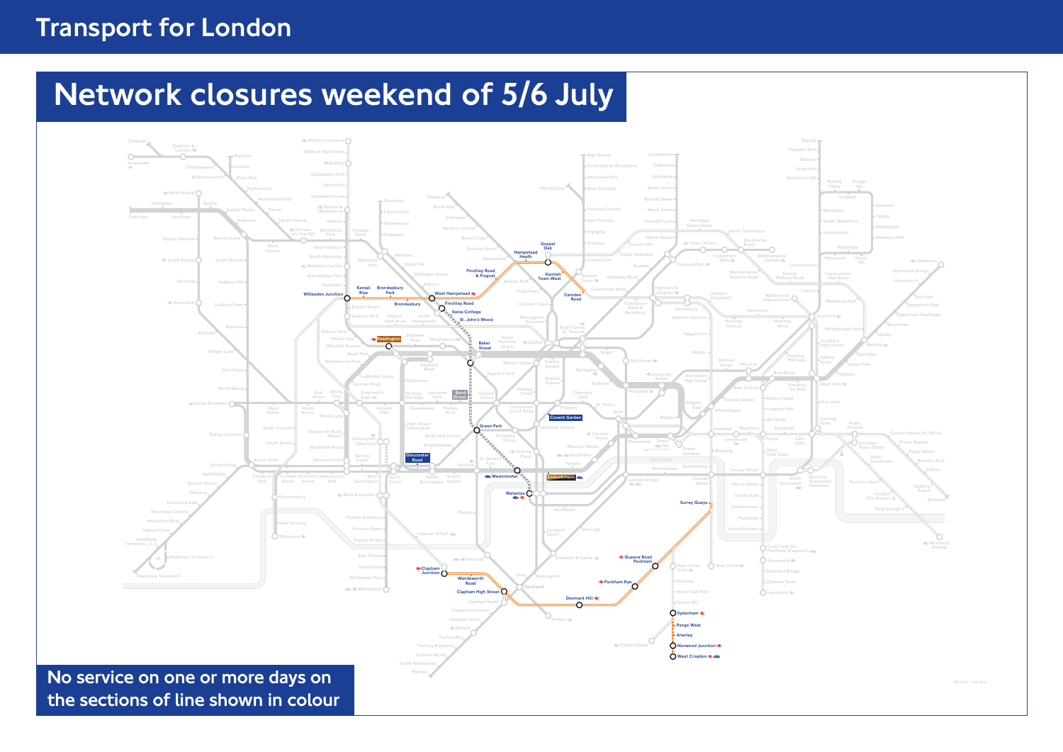Transport for London

# Network closures weekend of 5/6 July

Willesden Junction, Kensal Rise, Brondesbury Park, Brondesbury, West Hampstead, Finchley Road & Frognal, Hampstead Heath, Gospel Oak, Kentish Town West, Camden Road

Finchley Road, Swiss Cottage, St. John's Wood, Baker Street, Green Park, Westminster, Waterloo

Paddington, Gloucester Road, Bond Street, Covent Garden, Embankment

Clapham Junction, Wandsworth Road, Clapham High Street, Denmark Hill, Peckham Rye, Queens Road Peckham, Surrey Quays

Sydenham, Penge West, Anerley, Norwood Junction, West Croydon

**No service on one or more days on the sections of line shown in colour**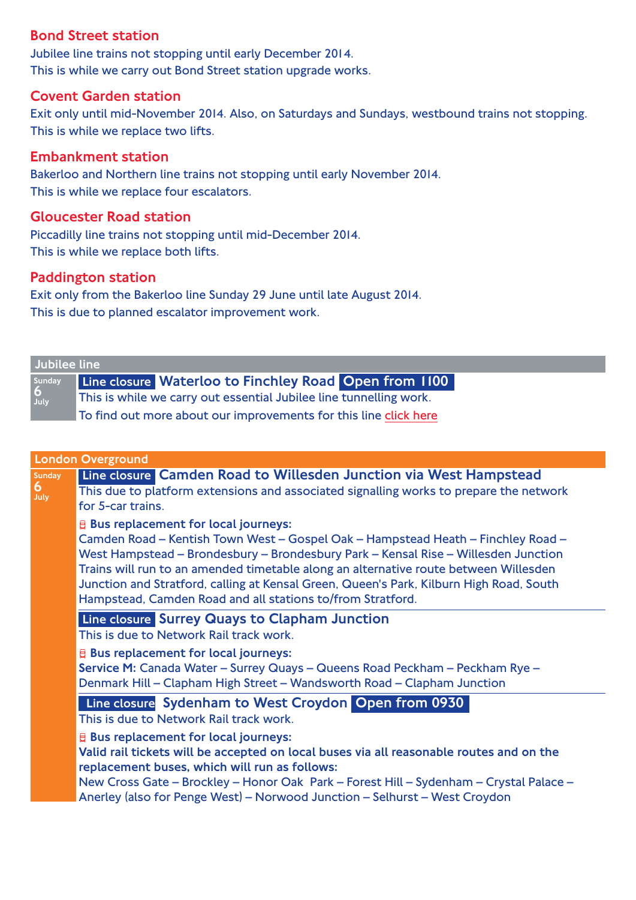## Bond Street station

Jubilee line trains not stopping until early December 2014.
This is while we carry out Bond Street station upgrade works.

## Covent Garden station

Exit only until mid-November 2014. Also, on Saturdays and Sundays, westbound trains not stopping.
This is while we replace two lifts.

## Embankment station

Bakerloo and Northern line trains not stopping until early November 2014.
This is while we replace four escalators.

## Gloucester Road station

Piccadilly line trains not stopping until mid-December 2014.
This is while we replace both lifts.

## Paddington station

Exit only from the Bakerloo line Sunday 29 June until late August 2014.
This is due to planned escalator improvement work.

## Jubilee line

**Sunday 6 July**

**Line closure** **Waterloo to Finchley Road** **Open from 1100**

This is while we carry out essential Jubilee line tunnelling work.
To find out more about our improvements for this line click here

## London Overground

**Sunday 6 July**

**Line closure** **Camden Road to Willesden Junction via West Hampstead**

This due to platform extensions and associated signalling works to prepare the network for 5-car trains.

**Bus replacement for local journeys:**
Camden Road – Kentish Town West – Gospel Oak – Hampstead Heath – Finchley Road – West Hampstead – Brondesbury – Brondesbury Park – Kensal Rise – Willesden Junction
Trains will run to an amended timetable along an alternative route between Willesden Junction and Stratford, calling at Kensal Green, Queen's Park, Kilburn High Road, South Hampstead, Camden Road and all stations to/from Stratford.

**Line closure** **Surrey Quays to Clapham Junction**

This is due to Network Rail track work.

**Bus replacement for local journeys:**
**Service M:** Canada Water – Surrey Quays – Queens Road Peckham – Peckham Rye – Denmark Hill – Clapham High Street – Wandsworth Road – Clapham Junction

**Line closure** **Sydenham to West Croydon** **Open from 0930**

This is due to Network Rail track work.

**Bus replacement for local journeys:**
**Valid rail tickets will be accepted on local buses via all reasonable routes and on the replacement buses, which will run as follows:**
New Cross Gate – Brockley – Honor Oak Park – Forest Hill – Sydenham – Crystal Palace – Anerley (also for Penge West) – Norwood Junction – Selhurst – West Croydon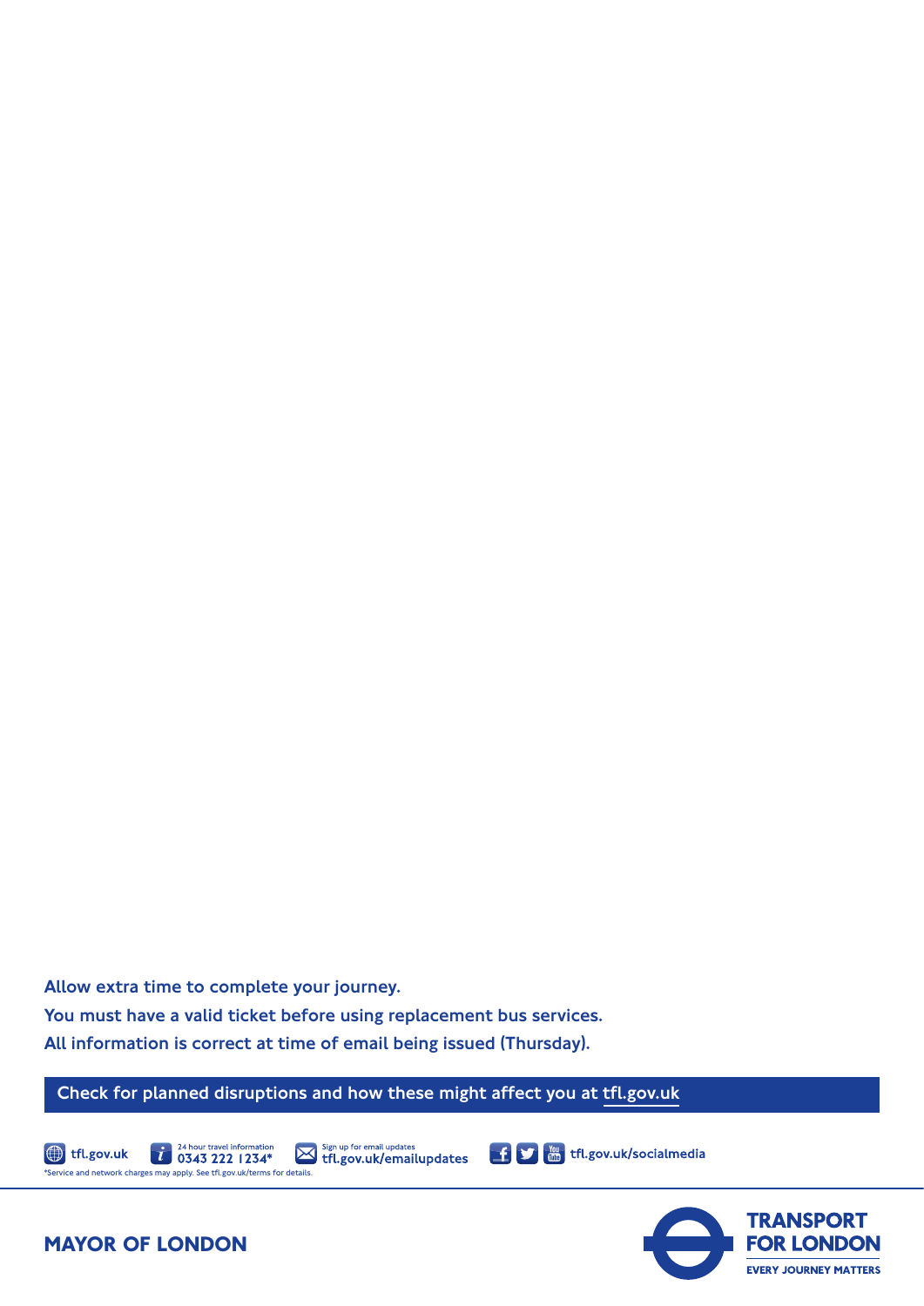**Allow extra time to complete your journey.**

**You must have a valid ticket before using replacement bus services.**

**All information is correct at time of email being issued (Thursday).**

**Check for planned disruptions and how these might affect you at tfl.gov.uk**

tfl.gov.uk

24 hour travel information
**0343 222 1234***

Sign up for email updates
**tfl.gov.uk/emailupdates**

tfl.gov.uk/socialmedia

*Service and network charges may apply. See tfl.gov.uk/terms for details.

**MAYOR OF LONDON**

**TRANSPORT FOR LONDON**
**EVERY JOURNEY MATTERS**